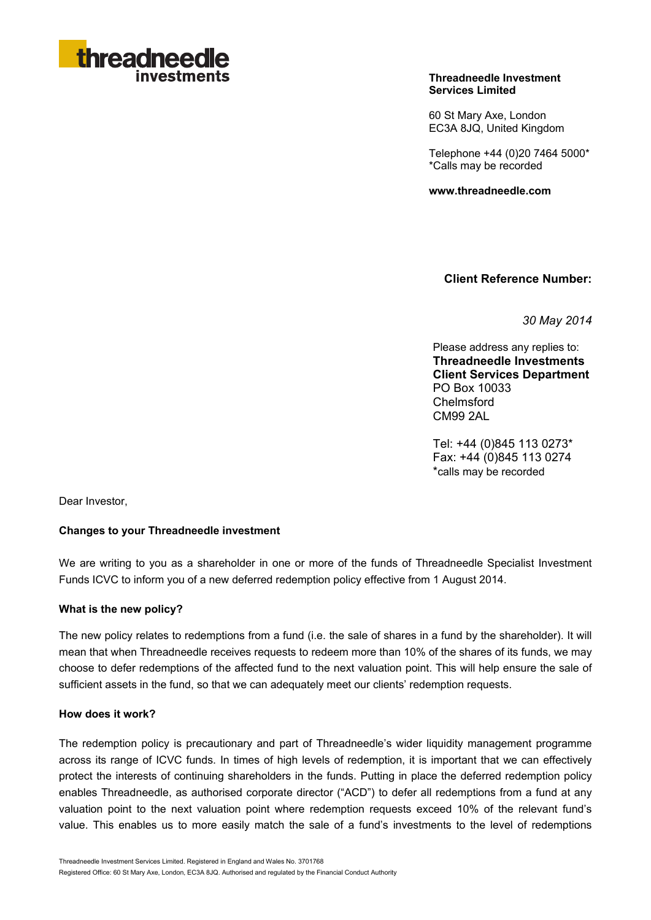threadneedle investments

**Threadneedle Investment Services Limited**

60 St Mary Axe, London
EC3A 8JQ, United Kingdom

Telephone +44 (0)20 7464 5000*
*Calls may be recorded

**www.threadneedle.com**

**Client Reference Number:**

*30 May 2014*

Please address any replies to:
**Threadneedle Investments**
**Client Services Department**
PO Box 10033
Chelmsford
CM99 2AL

Tel: +44 (0)845 113 0273*
Fax: +44 (0)845 113 0274
*calls may be recorded

Dear Investor,

**Changes to your Threadneedle investment**

We are writing to you as a shareholder in one or more of the funds of Threadneedle Specialist Investment Funds ICVC to inform you of a new deferred redemption policy effective from 1 August 2014.

**What is the new policy?**

The new policy relates to redemptions from a fund (i.e. the sale of shares in a fund by the shareholder). It will mean that when Threadneedle receives requests to redeem more than 10% of the shares of its funds, we may choose to defer redemptions of the affected fund to the next valuation point. This will help ensure the sale of sufficient assets in the fund, so that we can adequately meet our clients' redemption requests.

**How does it work?**

The redemption policy is precautionary and part of Threadneedle's wider liquidity management programme across its range of ICVC funds. In times of high levels of redemption, it is important that we can effectively protect the interests of continuing shareholders in the funds. Putting in place the deferred redemption policy enables Threadneedle, as authorised corporate director ("ACD") to defer all redemptions from a fund at any valuation point to the next valuation point where redemption requests exceed 10% of the relevant fund's value. This enables us to more easily match the sale of a fund's investments to the level of redemptions

Threadneedle Investment Services Limited. Registered in England and Wales No. 3701768
Registered Office: 60 St Mary Axe, London, EC3A 8JQ. Authorised and regulated by the Financial Conduct Authority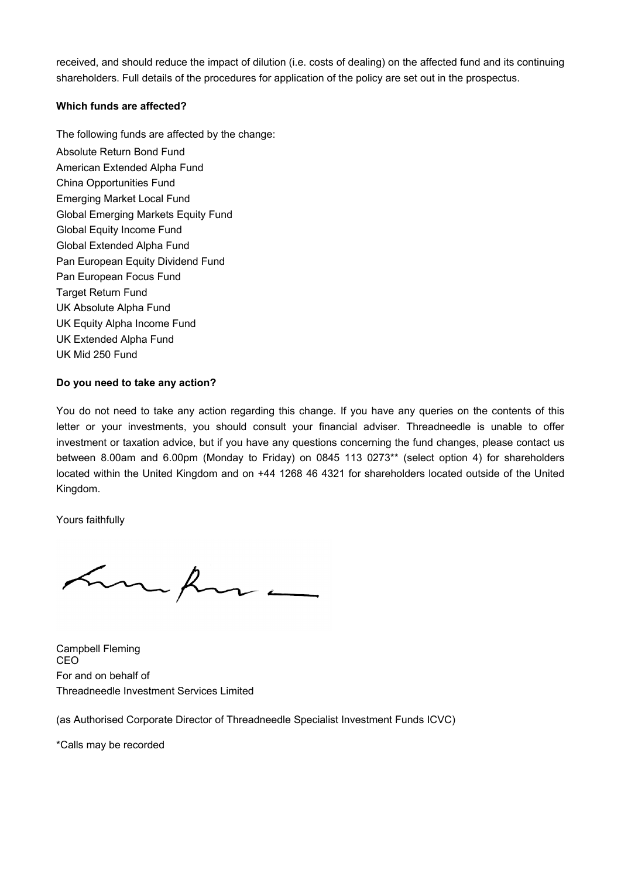received, and should reduce the impact of dilution (i.e. costs of dealing) on the affected fund and its continuing shareholders. Full details of the procedures for application of the policy are set out in the prospectus.

**Which funds are affected?**

The following funds are affected by the change:

Absolute Return Bond Fund
American Extended Alpha Fund
China Opportunities Fund
Emerging Market Local Fund
Global Emerging Markets Equity Fund
Global Equity Income Fund
Global Extended Alpha Fund
Pan European Equity Dividend Fund
Pan European Focus Fund
Target Return Fund
UK Absolute Alpha Fund
UK Equity Alpha Income Fund
UK Extended Alpha Fund
UK Mid 250 Fund

**Do you need to take any action?**

You do not need to take any action regarding this change. If you have any queries on the contents of this letter or your investments, you should consult your financial adviser. Threadneedle is unable to offer investment or taxation advice, but if you have any questions concerning the fund changes, please contact us between 8.00am and 6.00pm (Monday to Friday) on 0845 113 0273** (select option 4) for shareholders located within the United Kingdom and on +44 1268 46 4321 for shareholders located outside of the United Kingdom.

Yours faithfully

Campbell Fleming
CEO
For and on behalf of
Threadneedle Investment Services Limited

(as Authorised Corporate Director of Threadneedle Specialist Investment Funds ICVC)

*Calls may be recorded